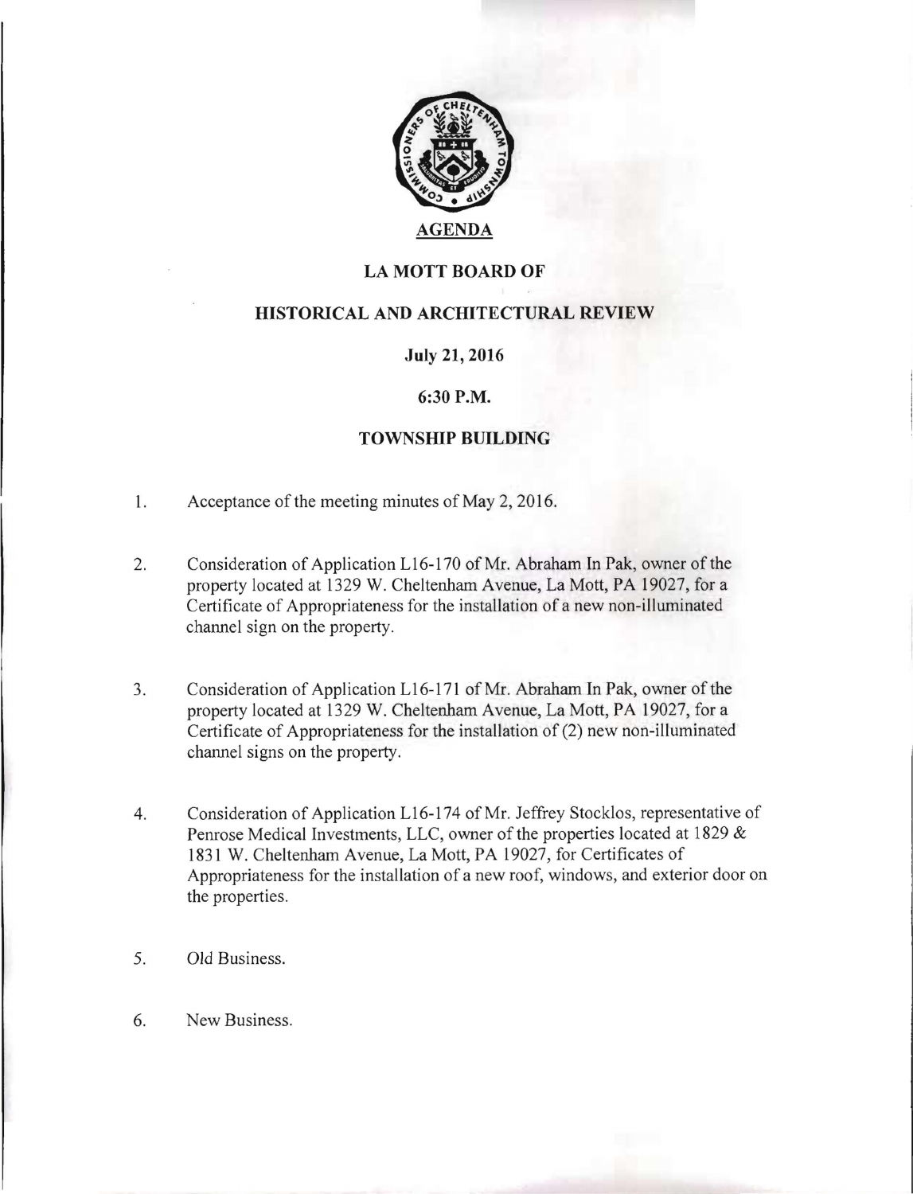# AGENDA

## LA MOTT BOARD OF

## HISTORICAL AND ARCHITECTURAL REVIEW

**July 21, 2016**

**6:30 P.M.**

**TOWNSHIP BUILDING**

1. Acceptance of the meeting minutes of May 2, 2016.

2. Consideration of Application L16-170 of Mr. Abraham In Pak, owner of the property located at 1329 W. Cheltenham Avenue, La Mott, PA 19027, for a Certificate of Appropriateness for the installation of a new non-illuminated channel sign on the property.

3. Consideration of Application L16-171 of Mr. Abraham In Pak, owner of the property located at 1329 W. Cheltenham Avenue, La Mott, PA 19027, for a Certificate of Appropriateness for the installation of (2) new non-illuminated channel signs on the property.

4. Consideration of Application L16-174 of Mr. Jeffrey Stocklos, representative of Penrose Medical Investments, LLC, owner of the properties located at 1829 & 1831 W. Cheltenham Avenue, La Mott, PA 19027, for Certificates of Appropriateness for the installation of a new roof, windows, and exterior door on the properties.

5. Old Business.

6. New Business.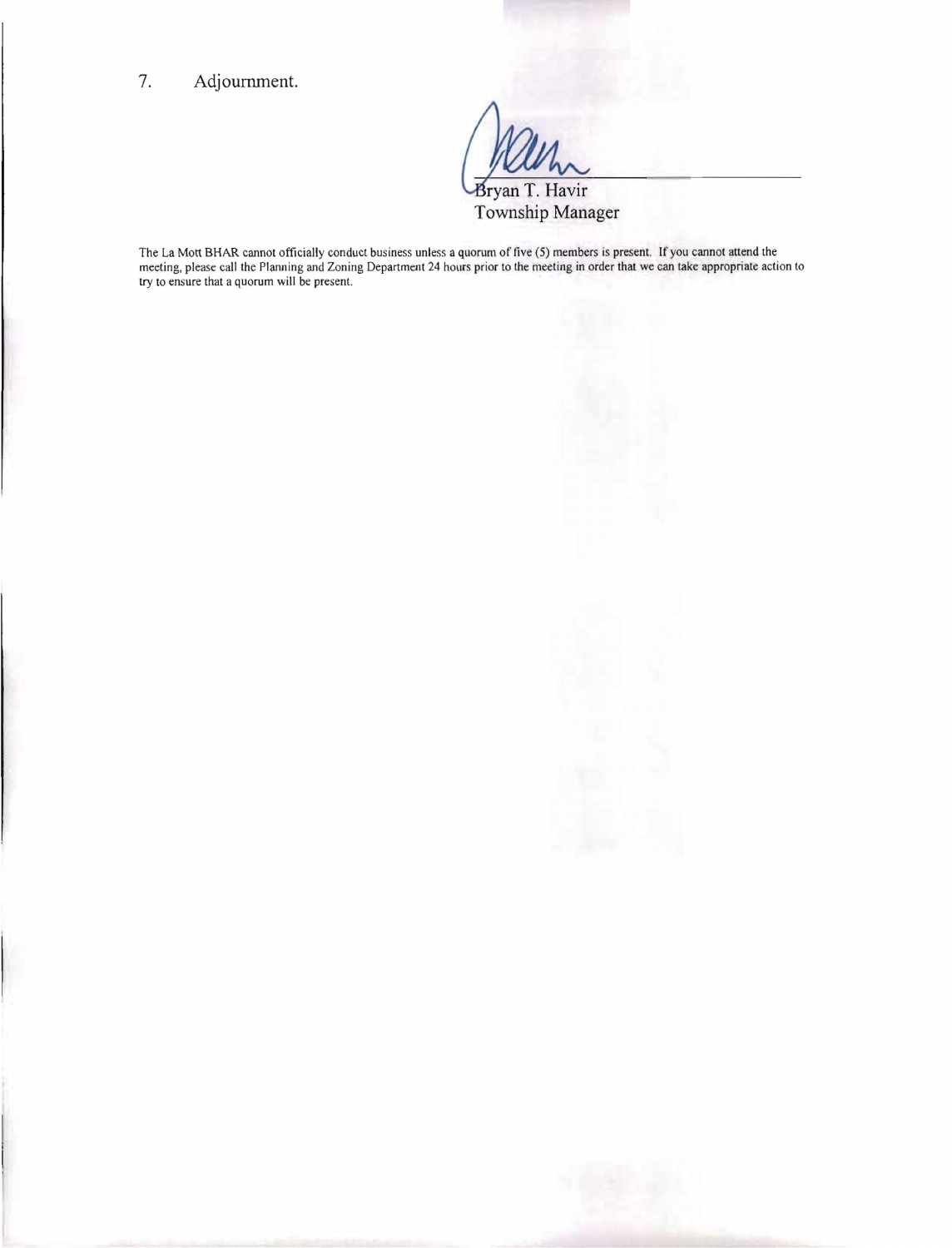7. Adjournment.

Bryan T. Havir
Township Manager

The La Mott BHAR cannot officially conduct business unless a quorum of five (5) members is present. If you cannot attend the meeting, please call the Planning and Zoning Department 24 hours prior to the meeting in order that we can take appropriate action to try to ensure that a quorum will be present.